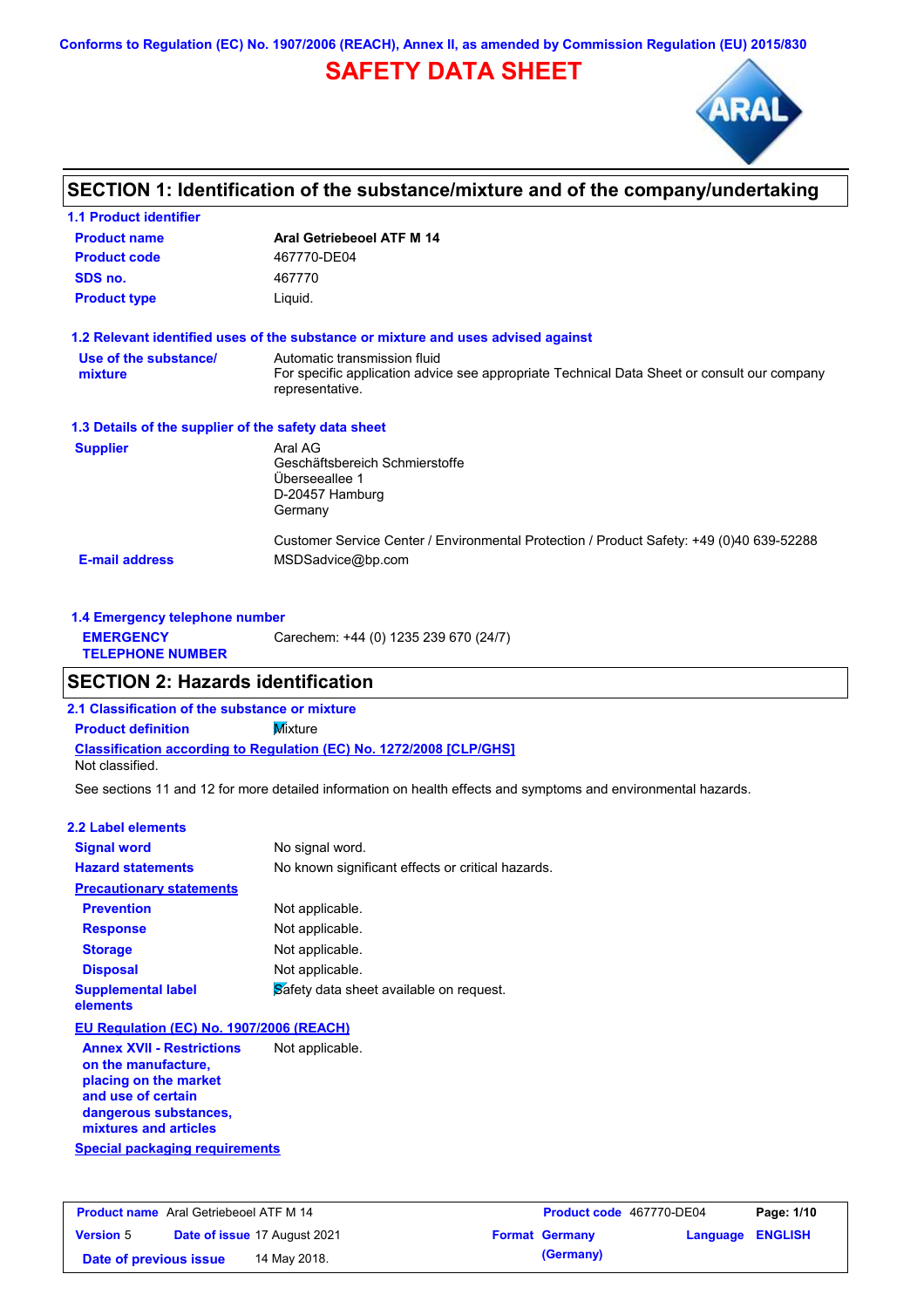Conforms to Regulation (EC) No. 1907/2006 (REACH), Annex II, as amended by Commission Regulation (EU) 2015/830

# SAFETY DATA SHEET

## SECTION 1: Identification of the substance/mixture and of the company/undertaking

### 1.1 Product identifier

| | |
|---|---|
| **Product name** | **Aral Getriebeoel ATF M 14** |
| **Product code** | 467770-DE04 |
| **SDS no.** | 467770 |
| **Product type** | Liquid. |

### 1.2 Relevant identified uses of the substance or mixture and uses advised against

| | |
|---|---|
| **Use of the substance/ mixture** | Automatic transmission fluid<br>For specific application advice see appropriate Technical Data Sheet or consult our company representative. |

### 1.3 Details of the supplier of the safety data sheet

| | |
|---|---|
| **Supplier** | Aral AG<br>Geschäftsbereich Schmierstoffe<br>Überseeallee 1<br>D-20457 Hamburg<br>Germany<br><br>Customer Service Center / Environmental Protection / Product Safety: +49 (0)40 639-52288 |
| **E-mail address** | MSDSadvice@bp.com |

### 1.4 Emergency telephone number

| | |
|---|---|
| **EMERGENCY TELEPHONE NUMBER** | Carechem: +44 (0) 1235 239 670 (24/7) |

## SECTION 2: Hazards identification

### 2.1 Classification of the substance or mixture

**Product definition** Mixture

**Classification according to Regulation (EC) No. 1272/2008 [CLP/GHS]**

Not classified.

See sections 11 and 12 for more detailed information on health effects and symptoms and environmental hazards.

### 2.2 Label elements

| | |
|---|---|
| **Signal word** | No signal word. |
| **Hazard statements** | No known significant effects or critical hazards. |
| **Precautionary statements** | |
| **Prevention** | Not applicable. |
| **Response** | Not applicable. |
| **Storage** | Not applicable. |
| **Disposal** | Not applicable. |
| **Supplemental label elements** | Safety data sheet available on request. |

**EU Regulation (EC) No. 1907/2006 (REACH)**

| | |
|---|---|
| **Annex XVII - Restrictions on the manufacture, placing on the market and use of certain dangerous substances, mixtures and articles** | Not applicable. |

**Special packaging requirements**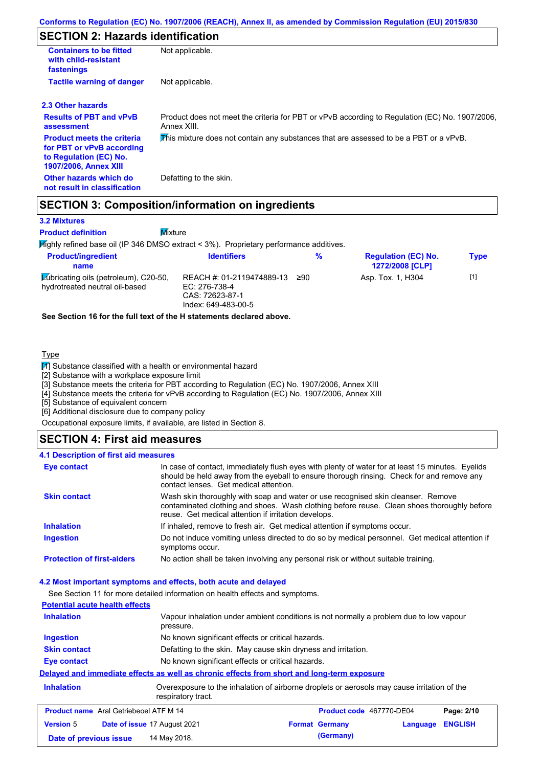## SECTION 2: Hazards identification

| | |
|---|---|
| **Containers to be fitted with child-resistant fastenings** | Not applicable. |
| **Tactile warning of danger** | Not applicable. |

### 2.3 Other hazards

| | |
|---|---|
| **Results of PBT and vPvB assessment** | Product does not meet the criteria for PBT or vPvB according to Regulation (EC) No. 1907/2006, Annex XIII. |
| **Product meets the criteria for PBT or vPvB according to Regulation (EC) No. 1907/2006, Annex XIII** | This mixture does not contain any substances that are assessed to be a PBT or a vPvB. |
| **Other hazards which do not result in classification** | Defatting to the skin. |

## SECTION 3: Composition/information on ingredients

### 3.2 Mixtures

**Product definition** Mixture

Highly refined base oil (IP 346 DMSO extract < 3%). Proprietary performance additives.

| Product/ingredient name | Identifiers | % | Regulation (EC) No. 1272/2008 [CLP] | Type |
|---|---|---|---|---|
| Lubricating oils (petroleum), C20-50, hydrotreated neutral oil-based | REACH #: 01-2119474889-13<br>EC: 276-738-4<br>CAS: 72623-87-1<br>Index: 649-483-00-5 | ≥90 | Asp. Tox. 1, H304 | [1] |

**See Section 16 for the full text of the H statements declared above.**

Type

[1] Substance classified with a health or environmental hazard
[2] Substance with a workplace exposure limit
[3] Substance meets the criteria for PBT according to Regulation (EC) No. 1907/2006, Annex XIII
[4] Substance meets the criteria for vPvB according to Regulation (EC) No. 1907/2006, Annex XIII
[5] Substance of equivalent concern
[6] Additional disclosure due to company policy

Occupational exposure limits, if available, are listed in Section 8.

## SECTION 4: First aid measures

### 4.1 Description of first aid measures

| | |
|---|---|
| **Eye contact** | In case of contact, immediately flush eyes with plenty of water for at least 15 minutes. Eyelids should be held away from the eyeball to ensure thorough rinsing. Check for and remove any contact lenses. Get medical attention. |
| **Skin contact** | Wash skin thoroughly with soap and water or use recognised skin cleanser. Remove contaminated clothing and shoes. Wash clothing before reuse. Clean shoes thoroughly before reuse. Get medical attention if irritation develops. |
| **Inhalation** | If inhaled, remove to fresh air. Get medical attention if symptoms occur. |
| **Ingestion** | Do not induce vomiting unless directed to do so by medical personnel. Get medical attention if symptoms occur. |
| **Protection of first-aiders** | No action shall be taken involving any personal risk or without suitable training. |

### 4.2 Most important symptoms and effects, both acute and delayed

See Section 11 for more detailed information on health effects and symptoms.

**Potential acute health effects**

| | |
|---|---|
| **Inhalation** | Vapour inhalation under ambient conditions is not normally a problem due to low vapour pressure. |
| **Ingestion** | No known significant effects or critical hazards. |
| **Skin contact** | Defatting to the skin. May cause skin dryness and irritation. |
| **Eye contact** | No known significant effects or critical hazards. |

**Delayed and immediate effects as well as chronic effects from short and long-term exposure**

| | |
|---|---|
| **Inhalation** | Overexposure to the inhalation of airborne droplets or aerosols may cause irritation of the respiratory tract. |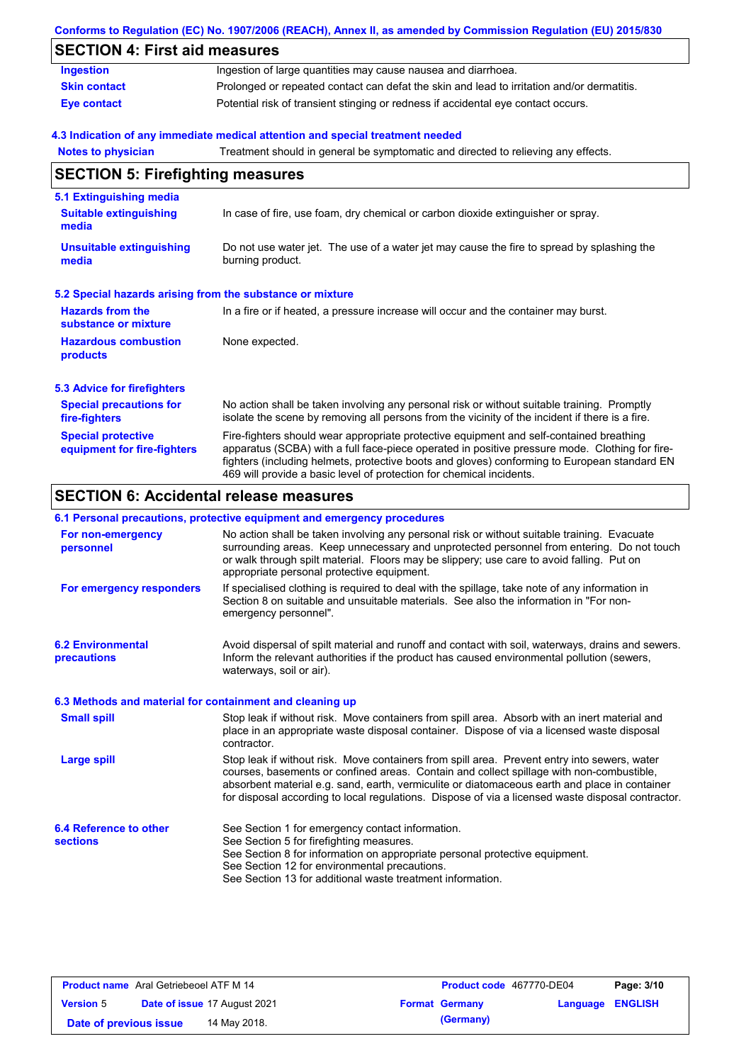## SECTION 4: First aid measures

| | |
|---|---|
| **Ingestion** | Ingestion of large quantities may cause nausea and diarrhoea. |
| **Skin contact** | Prolonged or repeated contact can defat the skin and lead to irritation and/or dermatitis. |
| **Eye contact** | Potential risk of transient stinging or redness if accidental eye contact occurs. |

### 4.3 Indication of any immediate medical attention and special treatment needed

| | |
|---|---|
| **Notes to physician** | Treatment should in general be symptomatic and directed to relieving any effects. |

## SECTION 5: Firefighting measures

### 5.1 Extinguishing media

| | |
|---|---|
| **Suitable extinguishing media** | In case of fire, use foam, dry chemical or carbon dioxide extinguisher or spray. |
| **Unsuitable extinguishing media** | Do not use water jet. The use of a water jet may cause the fire to spread by splashing the burning product. |

### 5.2 Special hazards arising from the substance or mixture

| | |
|---|---|
| **Hazards from the substance or mixture** | In a fire or if heated, a pressure increase will occur and the container may burst. |
| **Hazardous combustion products** | None expected. |

### 5.3 Advice for firefighters

| | |
|---|---|
| **Special precautions for fire-fighters** | No action shall be taken involving any personal risk or without suitable training. Promptly isolate the scene by removing all persons from the vicinity of the incident if there is a fire. |
| **Special protective equipment for fire-fighters** | Fire-fighters should wear appropriate protective equipment and self-contained breathing apparatus (SCBA) with a full face-piece operated in positive pressure mode. Clothing for fire-fighters (including helmets, protective boots and gloves) conforming to European standard EN 469 will provide a basic level of protection for chemical incidents. |

## SECTION 6: Accidental release measures

### 6.1 Personal precautions, protective equipment and emergency procedures

| | |
|---|---|
| **For non-emergency personnel** | No action shall be taken involving any personal risk or without suitable training. Evacuate surrounding areas. Keep unnecessary and unprotected personnel from entering. Do not touch or walk through spilt material. Floors may be slippery; use care to avoid falling. Put on appropriate personal protective equipment. |
| **For emergency responders** | If specialised clothing is required to deal with the spillage, take note of any information in Section 8 on suitable and unsuitable materials. See also the information in "For non-emergency personnel". |

| | |
|---|---|
| **6.2 Environmental precautions** | Avoid dispersal of spilt material and runoff and contact with soil, waterways, drains and sewers. Inform the relevant authorities if the product has caused environmental pollution (sewers, waterways, soil or air). |

### 6.3 Methods and material for containment and cleaning up

| | |
|---|---|
| **Small spill** | Stop leak if without risk. Move containers from spill area. Absorb with an inert material and place in an appropriate waste disposal container. Dispose of via a licensed waste disposal contractor. |
| **Large spill** | Stop leak if without risk. Move containers from spill area. Prevent entry into sewers, water courses, basements or confined areas. Contain and collect spillage with non-combustible, absorbent material e.g. sand, earth, vermiculite or diatomaceous earth and place in container for disposal according to local regulations. Dispose of via a licensed waste disposal contractor. |

| | |
|---|---|
| **6.4 Reference to other sections** | See Section 1 for emergency contact information.<br>See Section 5 for firefighting measures.<br>See Section 8 for information on appropriate personal protective equipment.<br>See Section 12 for environmental precautions.<br>See Section 13 for additional waste treatment information. |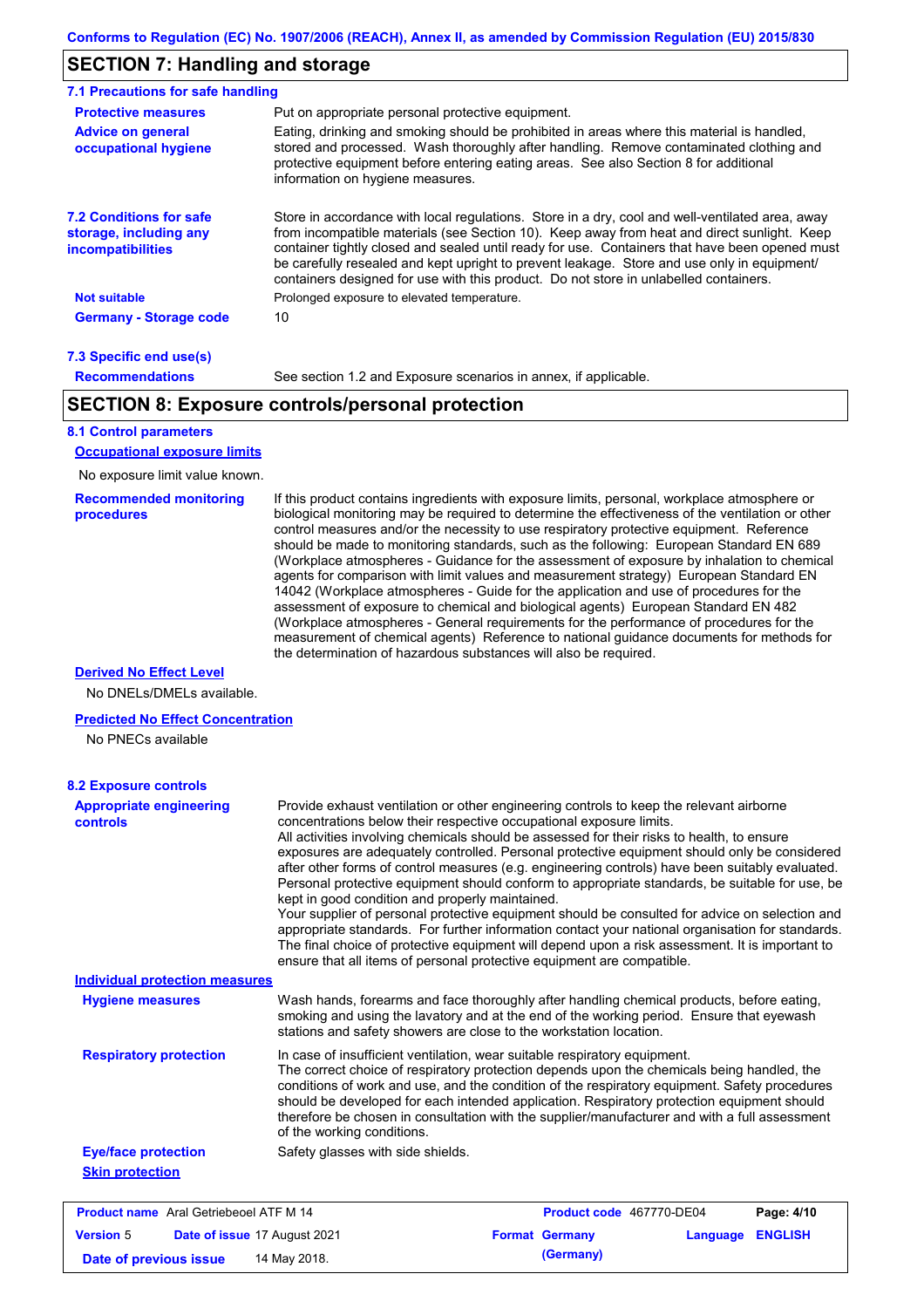## SECTION 7: Handling and storage

### 7.1 Precautions for safe handling

**Protective measures**
Put on appropriate personal protective equipment.

**Advice on general occupational hygiene**
Eating, drinking and smoking should be prohibited in areas where this material is handled, stored and processed. Wash thoroughly after handling. Remove contaminated clothing and protective equipment before entering eating areas. See also Section 8 for additional information on hygiene measures.

### 7.2 Conditions for safe storage, including any incompatibilities

Store in accordance with local regulations. Store in a dry, cool and well-ventilated area, away from incompatible materials (see Section 10). Keep away from heat and direct sunlight. Keep container tightly closed and sealed until ready for use. Containers that have been opened must be carefully resealed and kept upright to prevent leakage. Store and use only in equipment/ containers designed for use with this product. Do not store in unlabelled containers.

**Not suitable**
Prolonged exposure to elevated temperature.

**Germany - Storage code**
10

### 7.3 Specific end use(s)

**Recommendations**
See section 1.2 and Exposure scenarios in annex, if applicable.

## SECTION 8: Exposure controls/personal protection

### 8.1 Control parameters

**Occupational exposure limits**

No exposure limit value known.

**Recommended monitoring procedures**
If this product contains ingredients with exposure limits, personal, workplace atmosphere or biological monitoring may be required to determine the effectiveness of the ventilation or other control measures and/or the necessity to use respiratory protective equipment. Reference should be made to monitoring standards, such as the following: European Standard EN 689 (Workplace atmospheres - Guidance for the assessment of exposure by inhalation to chemical agents for comparison with limit values and measurement strategy) European Standard EN 14042 (Workplace atmospheres - Guide for the application and use of procedures for the assessment of exposure to chemical and biological agents) European Standard EN 482 (Workplace atmospheres - General requirements for the performance of procedures for the measurement of chemical agents) Reference to national guidance documents for methods for the determination of hazardous substances will also be required.

**Derived No Effect Level**

No DNELs/DMELs available.

**Predicted No Effect Concentration**

No PNECs available

### 8.2 Exposure controls

**Appropriate engineering controls**
Provide exhaust ventilation or other engineering controls to keep the relevant airborne concentrations below their respective occupational exposure limits.
All activities involving chemicals should be assessed for their risks to health, to ensure exposures are adequately controlled. Personal protective equipment should only be considered after other forms of control measures (e.g. engineering controls) have been suitably evaluated. Personal protective equipment should conform to appropriate standards, be suitable for use, be kept in good condition and properly maintained.
Your supplier of personal protective equipment should be consulted for advice on selection and appropriate standards. For further information contact your national organisation for standards. The final choice of protective equipment will depend upon a risk assessment. It is important to ensure that all items of personal protective equipment are compatible.

**Individual protection measures**

**Hygiene measures**
Wash hands, forearms and face thoroughly after handling chemical products, before eating, smoking and using the lavatory and at the end of the working period. Ensure that eyewash stations and safety showers are close to the workstation location.

**Respiratory protection**
In case of insufficient ventilation, wear suitable respiratory equipment.
The correct choice of respiratory protection depends upon the chemicals being handled, the conditions of work and use, and the condition of the respiratory equipment. Safety procedures should be developed for each intended application. Respiratory protection equipment should therefore be chosen in consultation with the supplier/manufacturer and with a full assessment of the working conditions.

**Eye/face protection**
Safety glasses with side shields.

**Skin protection**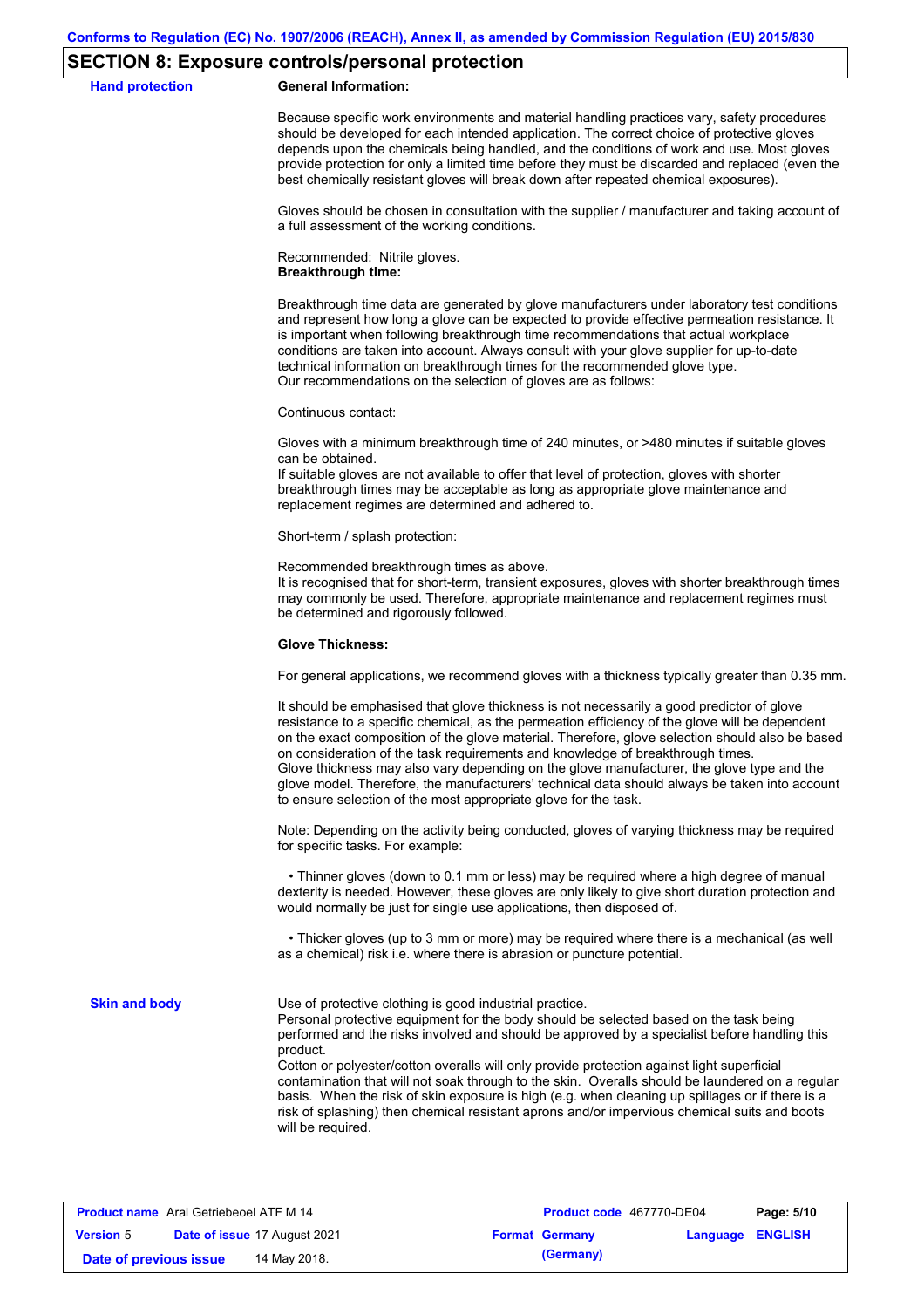## SECTION 8: Exposure controls/personal protection

**Hand protection**

**General Information:**

Because specific work environments and material handling practices vary, safety procedures should be developed for each intended application. The correct choice of protective gloves depends upon the chemicals being handled, and the conditions of work and use. Most gloves provide protection for only a limited time before they must be discarded and replaced (even the best chemically resistant gloves will break down after repeated chemical exposures).

Gloves should be chosen in consultation with the supplier / manufacturer and taking account of a full assessment of the working conditions.

Recommended: Nitrile gloves.

**Breakthrough time:**

Breakthrough time data are generated by glove manufacturers under laboratory test conditions and represent how long a glove can be expected to provide effective permeation resistance. It is important when following breakthrough time recommendations that actual workplace conditions are taken into account. Always consult with your glove supplier for up-to-date technical information on breakthrough times for the recommended glove type.
Our recommendations on the selection of gloves are as follows:

Continuous contact:

Gloves with a minimum breakthrough time of 240 minutes, or >480 minutes if suitable gloves can be obtained.
If suitable gloves are not available to offer that level of protection, gloves with shorter breakthrough times may be acceptable as long as appropriate glove maintenance and replacement regimes are determined and adhered to.

Short-term / splash protection:

Recommended breakthrough times as above.
It is recognised that for short-term, transient exposures, gloves with shorter breakthrough times may commonly be used. Therefore, appropriate maintenance and replacement regimes must be determined and rigorously followed.

**Glove Thickness:**

For general applications, we recommend gloves with a thickness typically greater than 0.35 mm.

It should be emphasised that glove thickness is not necessarily a good predictor of glove resistance to a specific chemical, as the permeation efficiency of the glove will be dependent on the exact composition of the glove material. Therefore, glove selection should also be based on consideration of the task requirements and knowledge of breakthrough times.
Glove thickness may also vary depending on the glove manufacturer, the glove type and the glove model. Therefore, the manufacturers' technical data should always be taken into account to ensure selection of the most appropriate glove for the task.

Note: Depending on the activity being conducted, gloves of varying thickness may be required for specific tasks. For example:

- Thinner gloves (down to 0.1 mm or less) may be required where a high degree of manual dexterity is needed. However, these gloves are only likely to give short duration protection and would normally be just for single use applications, then disposed of.

- Thicker gloves (up to 3 mm or more) may be required where there is a mechanical (as well as a chemical) risk i.e. where there is abrasion or puncture potential.

**Skin and body**

Use of protective clothing is good industrial practice.
Personal protective equipment for the body should be selected based on the task being performed and the risks involved and should be approved by a specialist before handling this product.
Cotton or polyester/cotton overalls will only provide protection against light superficial contamination that will not soak through to the skin. Overalls should be laundered on a regular basis. When the risk of skin exposure is high (e.g. when cleaning up spillages or if there is a risk of splashing) then chemical resistant aprons and/or impervious chemical suits and boots will be required.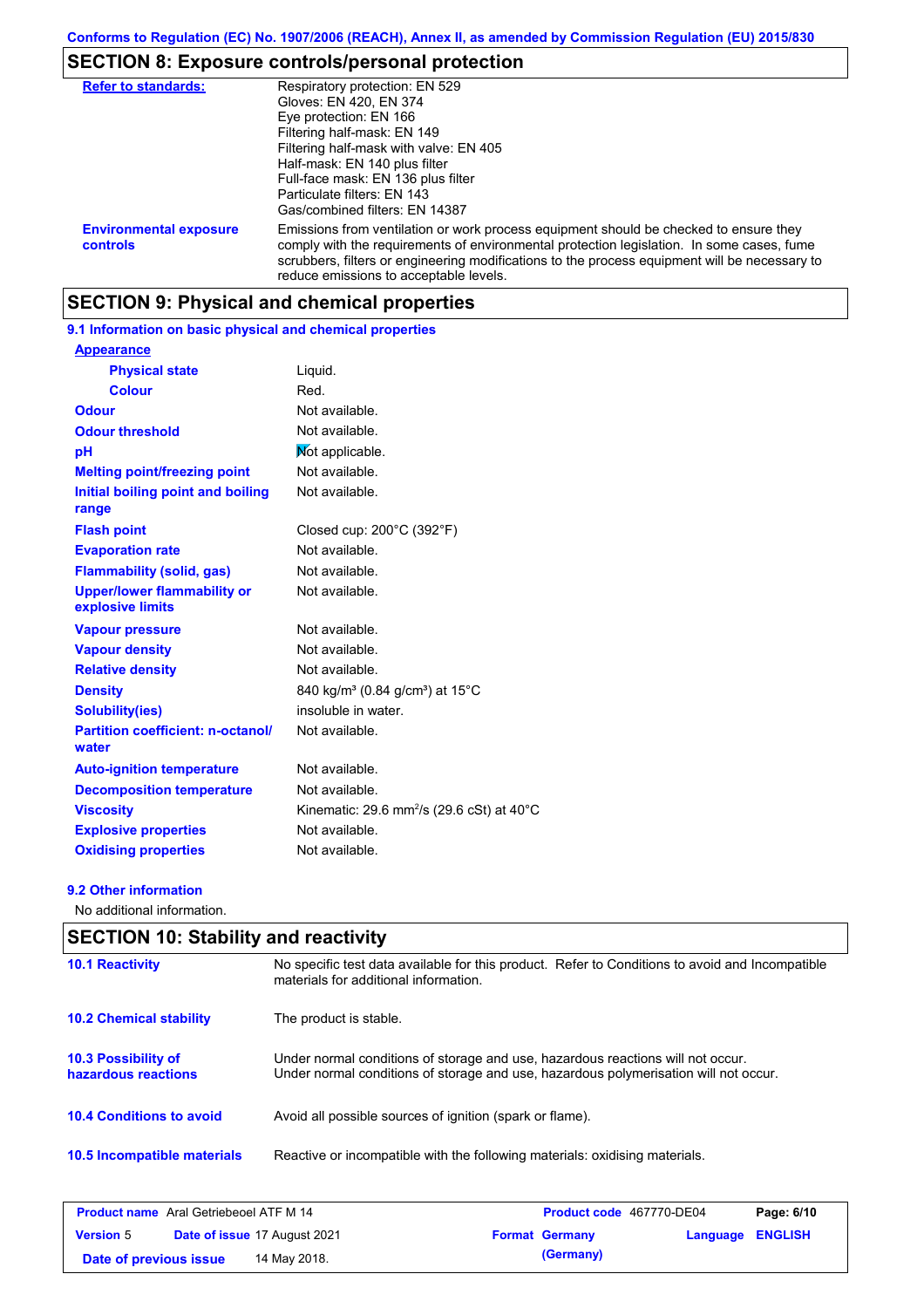## SECTION 8: Exposure controls/personal protection

| | |
|---|---|
| **Refer to standards:** | Respiratory protection: EN 529<br>Gloves: EN 420, EN 374<br>Eye protection: EN 166<br>Filtering half-mask: EN 149<br>Filtering half-mask with valve: EN 405<br>Half-mask: EN 140 plus filter<br>Full-face mask: EN 136 plus filter<br>Particulate filters: EN 143<br>Gas/combined filters: EN 14387 |
| **Environmental exposure controls** | Emissions from ventilation or work process equipment should be checked to ensure they comply with the requirements of environmental protection legislation. In some cases, fume scrubbers, filters or engineering modifications to the process equipment will be necessary to reduce emissions to acceptable levels. |

## SECTION 9: Physical and chemical properties

### 9.1 Information on basic physical and chemical properties

| | |
|---|---|
| **Appearance** | |
| **Physical state** | Liquid. |
| **Colour** | Red. |
| **Odour** | Not available. |
| **Odour threshold** | Not available. |
| **pH** | Not applicable. |
| **Melting point/freezing point** | Not available. |
| **Initial boiling point and boiling range** | Not available. |
| **Flash point** | Closed cup: 200°C (392°F) |
| **Evaporation rate** | Not available. |
| **Flammability (solid, gas)** | Not available. |
| **Upper/lower flammability or explosive limits** | Not available. |
| **Vapour pressure** | Not available. |
| **Vapour density** | Not available. |
| **Relative density** | Not available. |
| **Density** | 840 kg/m³ (0.84 g/cm³) at 15°C |
| **Solubility(ies)** | insoluble in water. |
| **Partition coefficient: n-octanol/ water** | Not available. |
| **Auto-ignition temperature** | Not available. |
| **Decomposition temperature** | Not available. |
| **Viscosity** | Kinematic: 29.6 $mm^2/s$ (29.6 cSt) at 40°C |
| **Explosive properties** | Not available. |
| **Oxidising properties** | Not available. |

### 9.2 Other information

No additional information.

## SECTION 10: Stability and reactivity

| | |
|---|---|
| **10.1 Reactivity** | No specific test data available for this product. Refer to Conditions to avoid and Incompatible materials for additional information. |
| **10.2 Chemical stability** | The product is stable. |
| **10.3 Possibility of hazardous reactions** | Under normal conditions of storage and use, hazardous reactions will not occur.<br>Under normal conditions of storage and use, hazardous polymerisation will not occur. |
| **10.4 Conditions to avoid** | Avoid all possible sources of ignition (spark or flame). |
| **10.5 Incompatible materials** | Reactive or incompatible with the following materials: oxidising materials. |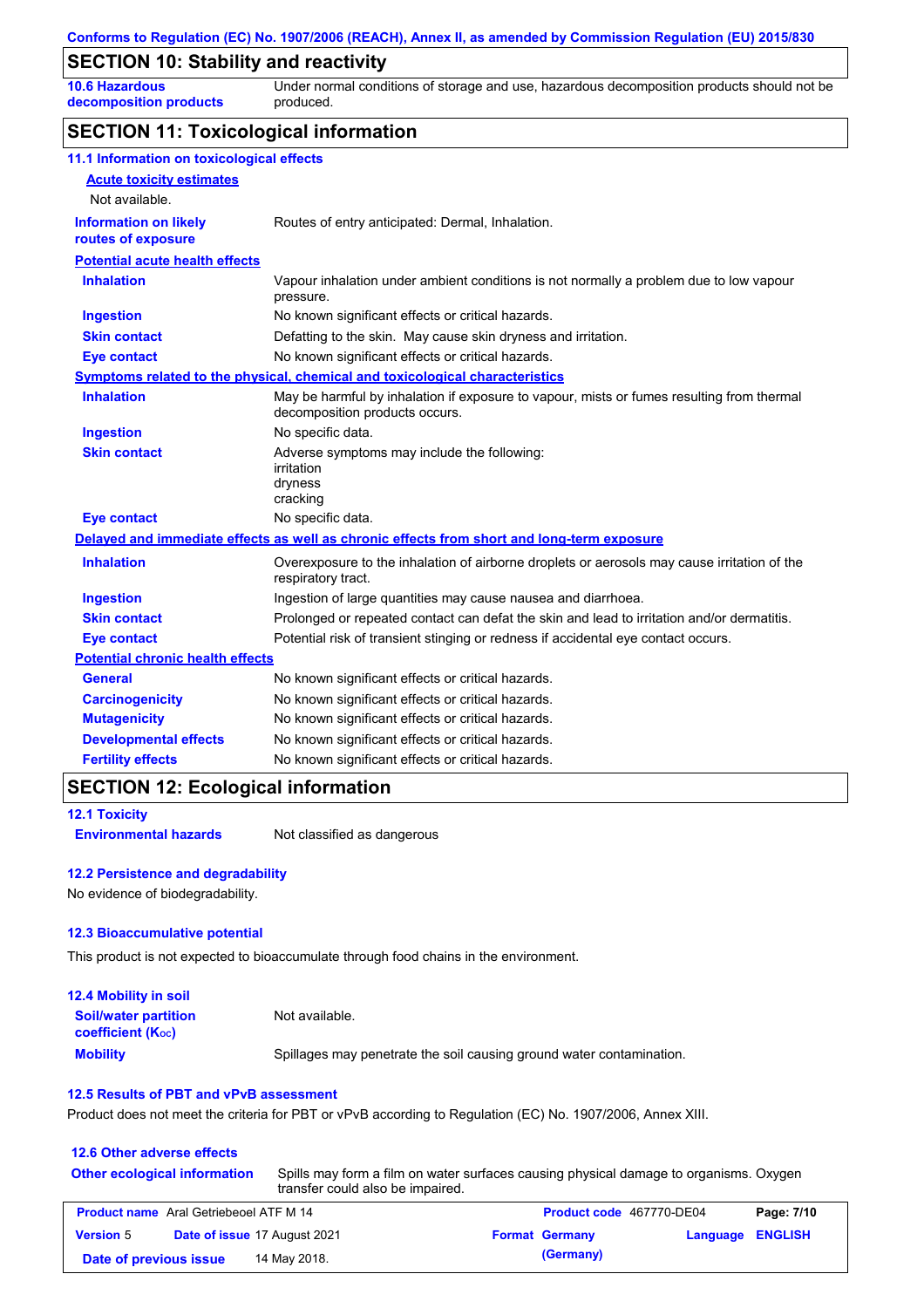## SECTION 10: Stability and reactivity

**10.6 Hazardous decomposition products** — Under normal conditions of storage and use, hazardous decomposition products should not be produced.

## SECTION 11: Toxicological information

### 11.1 Information on toxicological effects

**Acute toxicity estimates**

Not available.

**Information on likely routes of exposure** — Routes of entry anticipated: Dermal, Inhalation.

**Potential acute health effects**

| | |
|---|---|
| **Inhalation** | Vapour inhalation under ambient conditions is not normally a problem due to low vapour pressure. |
| **Ingestion** | No known significant effects or critical hazards. |
| **Skin contact** | Defatting to the skin. May cause skin dryness and irritation. |
| **Eye contact** | No known significant effects or critical hazards. |

**Symptoms related to the physical, chemical and toxicological characteristics**

| | |
|---|---|
| **Inhalation** | May be harmful by inhalation if exposure to vapour, mists or fumes resulting from thermal decomposition products occurs. |
| **Ingestion** | No specific data. |
| **Skin contact** | Adverse symptoms may include the following:<br>irritation<br>dryness<br>cracking |
| **Eye contact** | No specific data. |

**Delayed and immediate effects as well as chronic effects from short and long-term exposure**

| | |
|---|---|
| **Inhalation** | Overexposure to the inhalation of airborne droplets or aerosols may cause irritation of the respiratory tract. |
| **Ingestion** | Ingestion of large quantities may cause nausea and diarrhoea. |
| **Skin contact** | Prolonged or repeated contact can defat the skin and lead to irritation and/or dermatitis. |
| **Eye contact** | Potential risk of transient stinging or redness if accidental eye contact occurs. |

**Potential chronic health effects**

| | |
|---|---|
| **General** | No known significant effects or critical hazards. |
| **Carcinogenicity** | No known significant effects or critical hazards. |
| **Mutagenicity** | No known significant effects or critical hazards. |
| **Developmental effects** | No known significant effects or critical hazards. |
| **Fertility effects** | No known significant effects or critical hazards. |

## SECTION 12: Ecological information

### 12.1 Toxicity

**Environmental hazards** — Not classified as dangerous

### 12.2 Persistence and degradability

No evidence of biodegradability.

### 12.3 Bioaccumulative potential

This product is not expected to bioaccumulate through food chains in the environment.

### 12.4 Mobility in soil

| | |
|---|---|
| **Soil/water partition coefficient ($K_{OC}$)** | Not available. |
| **Mobility** | Spillages may penetrate the soil causing ground water contamination. |

### 12.5 Results of PBT and vPvB assessment

Product does not meet the criteria for PBT or vPvB according to Regulation (EC) No. 1907/2006, Annex XIII.

### 12.6 Other adverse effects

**Other ecological information** — Spills may form a film on water surfaces causing physical damage to organisms. Oxygen transfer could also be impaired.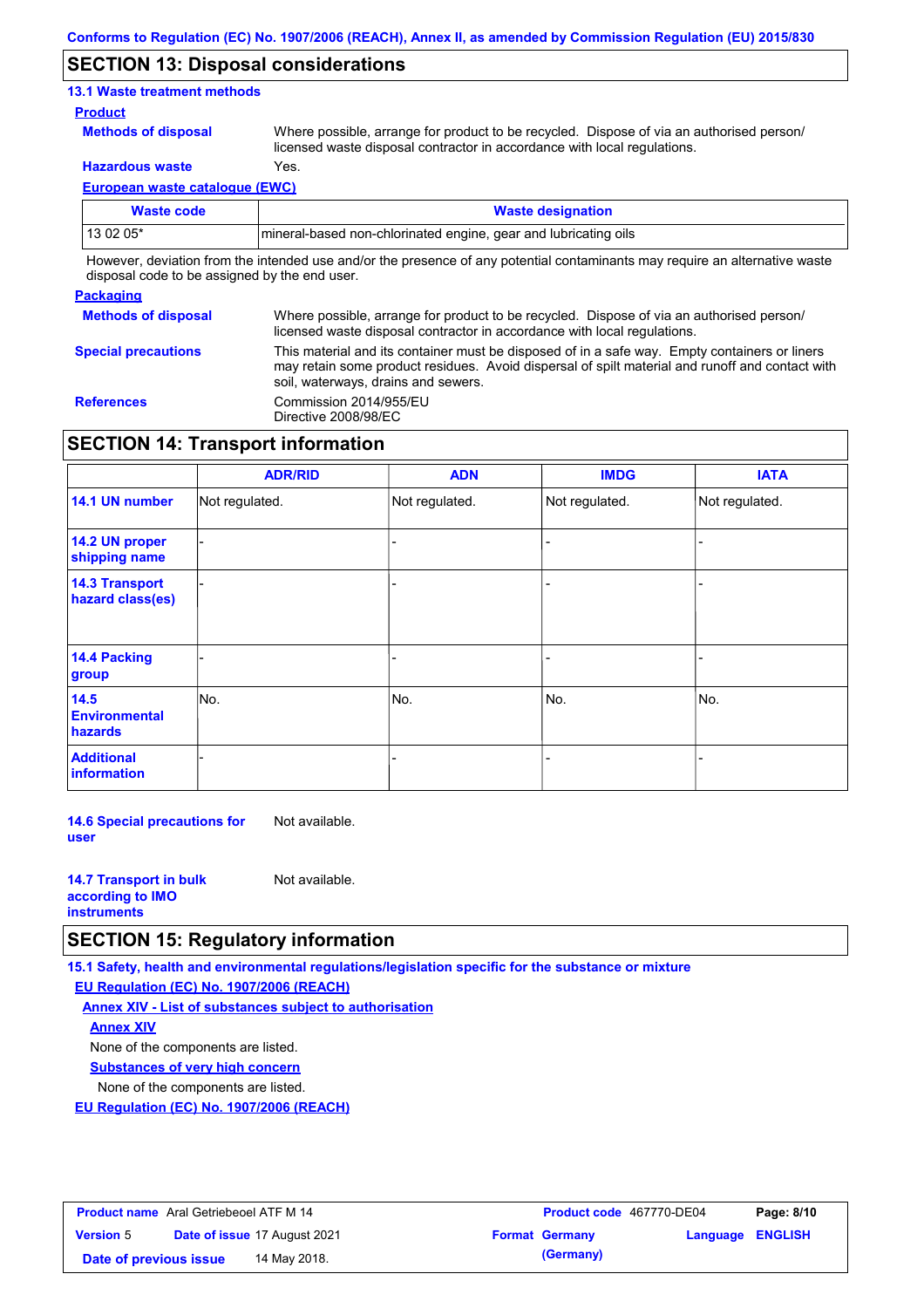## SECTION 13: Disposal considerations

### 13.1 Waste treatment methods

**Product**

**Methods of disposal** Where possible, arrange for product to be recycled. Dispose of via an authorised person/ licensed waste disposal contractor in accordance with local regulations.

**Hazardous waste** Yes.

**European waste catalogue (EWC)**

| Waste code | Waste designation |
|---|---|
| 13 02 05* | mineral-based non-chlorinated engine, gear and lubricating oils |

However, deviation from the intended use and/or the presence of any potential contaminants may require an alternative waste disposal code to be assigned by the end user.

**Packaging**

**Methods of disposal** Where possible, arrange for product to be recycled. Dispose of via an authorised person/ licensed waste disposal contractor in accordance with local regulations.

**Special precautions** This material and its container must be disposed of in a safe way. Empty containers or liners may retain some product residues. Avoid dispersal of spilt material and runoff and contact with soil, waterways, drains and sewers.

**References** Commission 2014/955/EU
Directive 2008/98/EC

## SECTION 14: Transport information

| | ADR/RID | ADN | IMDG | IATA |
|---|---|---|---|---|
| 14.1 UN number | Not regulated. | Not regulated. | Not regulated. | Not regulated. |
| 14.2 UN proper shipping name | - | - | - | - |
| 14.3 Transport hazard class(es) | - | - | - | - |
| 14.4 Packing group | - | - | - | - |
| 14.5 Environmental hazards | No. | No. | No. | No. |
| Additional information | - | - | - | - |

**14.6 Special precautions for user** Not available.

**14.7 Transport in bulk according to IMO instruments** Not available.

## SECTION 15: Regulatory information

### 15.1 Safety, health and environmental regulations/legislation specific for the substance or mixture

**EU Regulation (EC) No. 1907/2006 (REACH)**

**Annex XIV - List of substances subject to authorisation**

**Annex XIV**

None of the components are listed.

**Substances of very high concern**

None of the components are listed.

**EU Regulation (EC) No. 1907/2006 (REACH)**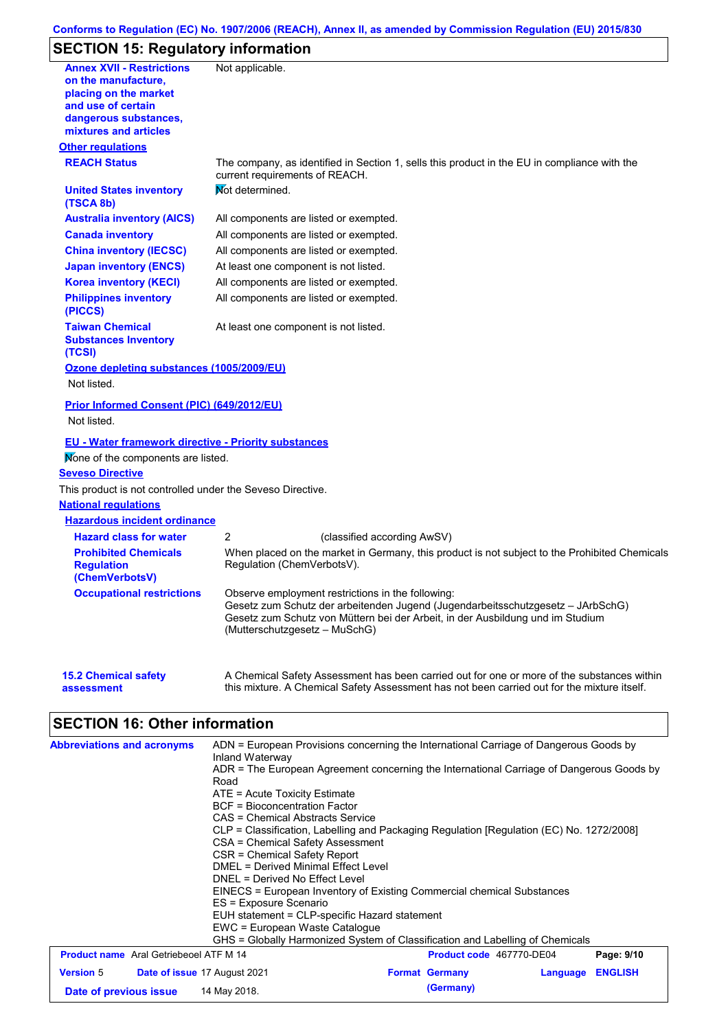## SECTION 15: Regulatory information

| | |
|---|---|
| **Annex XVII - Restrictions on the manufacture, placing on the market and use of certain dangerous substances, mixtures and articles** | Not applicable. |

**Other regulations**

| | |
|---|---|
| **REACH Status** | The company, as identified in Section 1, sells this product in the EU in compliance with the current requirements of REACH. |
| **United States inventory (TSCA 8b)** | Not determined. |
| **Australia inventory (AICS)** | All components are listed or exempted. |
| **Canada inventory** | All components are listed or exempted. |
| **China inventory (IECSC)** | All components are listed or exempted. |
| **Japan inventory (ENCS)** | At least one component is not listed. |
| **Korea inventory (KECI)** | All components are listed or exempted. |
| **Philippines inventory (PICCS)** | All components are listed or exempted. |
| **Taiwan Chemical Substances Inventory (TCSI)** | At least one component is not listed. |

**Ozone depleting substances (1005/2009/EU)**

Not listed.

**Prior Informed Consent (PIC) (649/2012/EU)**

Not listed.

**EU - Water framework directive - Priority substances**

None of the components are listed.

**Seveso Directive**

This product is not controlled under the Seveso Directive.

**National regulations**

**Hazardous incident ordinance**

| | |
|---|---|
| **Hazard class for water** | 2 (classified according AwSV) |
| **Prohibited Chemicals Regulation (ChemVerbotsV)** | When placed on the market in Germany, this product is not subject to the Prohibited Chemicals Regulation (ChemVerbotsV). |
| **Occupational restrictions** | Observe employment restrictions in the following:<br>Gesetz zum Schutz der arbeitenden Jugend (Jugendarbeitsschutzgesetz – JArbSchG)<br>Gesetz zum Schutz von Müttern bei der Arbeit, in der Ausbildung und im Studium (Mutterschutzgesetz – MuSchG) |

| | |
|---|---|
| **15.2 Chemical safety assessment** | A Chemical Safety Assessment has been carried out for one or more of the substances within this mixture. A Chemical Safety Assessment has not been carried out for the mixture itself. |

## SECTION 16: Other information

**Abbreviations and acronyms**

ADN = European Provisions concerning the International Carriage of Dangerous Goods by Inland Waterway
ADR = The European Agreement concerning the International Carriage of Dangerous Goods by Road
ATE = Acute Toxicity Estimate
BCF = Bioconcentration Factor
CAS = Chemical Abstracts Service
CLP = Classification, Labelling and Packaging Regulation [Regulation (EC) No. 1272/2008]
CSA = Chemical Safety Assessment
CSR = Chemical Safety Report
DMEL = Derived Minimal Effect Level
DNEL = Derived No Effect Level
EINECS = European Inventory of Existing Commercial chemical Substances
ES = Exposure Scenario
EUH statement = CLP-specific Hazard statement
EWC = European Waste Catalogue
GHS = Globally Harmonized System of Classification and Labelling of Chemicals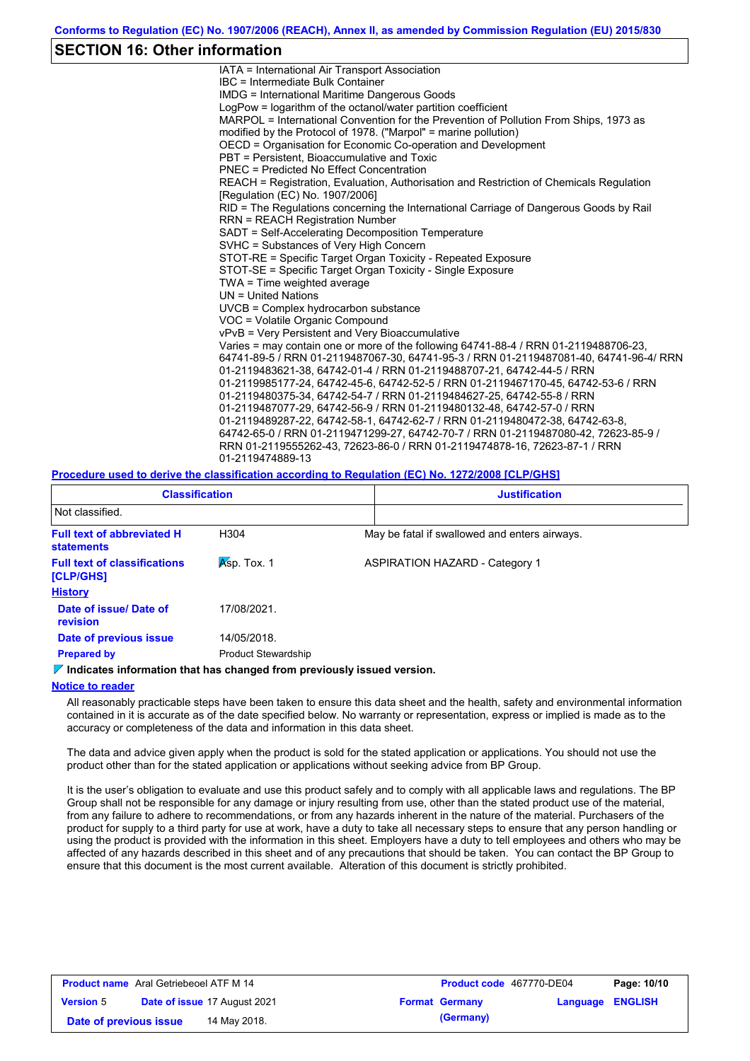## SECTION 16: Other information

IATA = International Air Transport Association
IBC = Intermediate Bulk Container
IMDG = International Maritime Dangerous Goods
LogPow = logarithm of the octanol/water partition coefficient
MARPOL = International Convention for the Prevention of Pollution From Ships, 1973 as modified by the Protocol of 1978. ("Marpol" = marine pollution)
OECD = Organisation for Economic Co-operation and Development
PBT = Persistent, Bioaccumulative and Toxic
PNEC = Predicted No Effect Concentration
REACH = Registration, Evaluation, Authorisation and Restriction of Chemicals Regulation [Regulation (EC) No. 1907/2006]
RID = The Regulations concerning the International Carriage of Dangerous Goods by Rail
RRN = REACH Registration Number
SADT = Self-Accelerating Decomposition Temperature
SVHC = Substances of Very High Concern
STOT-RE = Specific Target Organ Toxicity - Repeated Exposure
STOT-SE = Specific Target Organ Toxicity - Single Exposure
TWA = Time weighted average
UN = United Nations
UVCB = Complex hydrocarbon substance
VOC = Volatile Organic Compound
vPvB = Very Persistent and Very Bioaccumulative
Varies = may contain one or more of the following 64741-88-4 / RRN 01-2119488706-23, 64741-89-5 / RRN 01-2119487067-30, 64741-95-3 / RRN 01-2119487081-40, 64741-96-4/ RRN 01-2119483621-38, 64742-01-4 / RRN 01-2119488707-21, 64742-44-5 / RRN 01-2119985177-24, 64742-45-6, 64742-52-5 / RRN 01-2119467170-45, 64742-53-6 / RRN 01-2119480375-34, 64742-54-7 / RRN 01-2119484627-25, 64742-55-8 / RRN 01-2119487077-29, 64742-56-9 / RRN 01-2119480132-48, 64742-57-0 / RRN 01-2119489287-22, 64742-58-1, 64742-62-7 / RRN 01-2119480472-38, 64742-63-8, 64742-65-0 / RRN 01-2119471299-27, 64742-70-7 / RRN 01-2119487080-42, 72623-85-9 / RRN 01-2119555262-43, 72623-86-0 / RRN 01-2119474878-16, 72623-87-1 / RRN 01-2119474889-13

**Procedure used to derive the classification according to Regulation (EC) No. 1272/2008 [CLP/GHS]**

| Classification | Justification |
|---|---|
| Not classified. | |

**Full text of abbreviated H statements**: H304 — May be fatal if swallowed and enters airways.

**Full text of classifications [CLP/GHS]**: Asp. Tox. 1 — ASPIRATION HAZARD - Category 1

**History**

**Date of issue/ Date of revision**: 17/08/2021.

**Date of previous issue**: 14/05/2018.

**Prepared by**: Product Stewardship

**Indicates information that has changed from previously issued version.**

**Notice to reader**

All reasonably practicable steps have been taken to ensure this data sheet and the health, safety and environmental information contained in it is accurate as of the date specified below. No warranty or representation, express or implied is made as to the accuracy or completeness of the data and information in this data sheet.

The data and advice given apply when the product is sold for the stated application or applications. You should not use the product other than for the stated application or applications without seeking advice from BP Group.

It is the user's obligation to evaluate and use this product safely and to comply with all applicable laws and regulations. The BP Group shall not be responsible for any damage or injury resulting from use, other than the stated product use of the material, from any failure to adhere to recommendations, or from any hazards inherent in the nature of the material. Purchasers of the product for supply to a third party for use at work, have a duty to take all necessary steps to ensure that any person handling or using the product is provided with the information in this sheet. Employers have a duty to tell employees and others who may be affected of any hazards described in this sheet and of any precautions that should be taken. You can contact the BP Group to ensure that this document is the most current available. Alteration of this document is strictly prohibited.